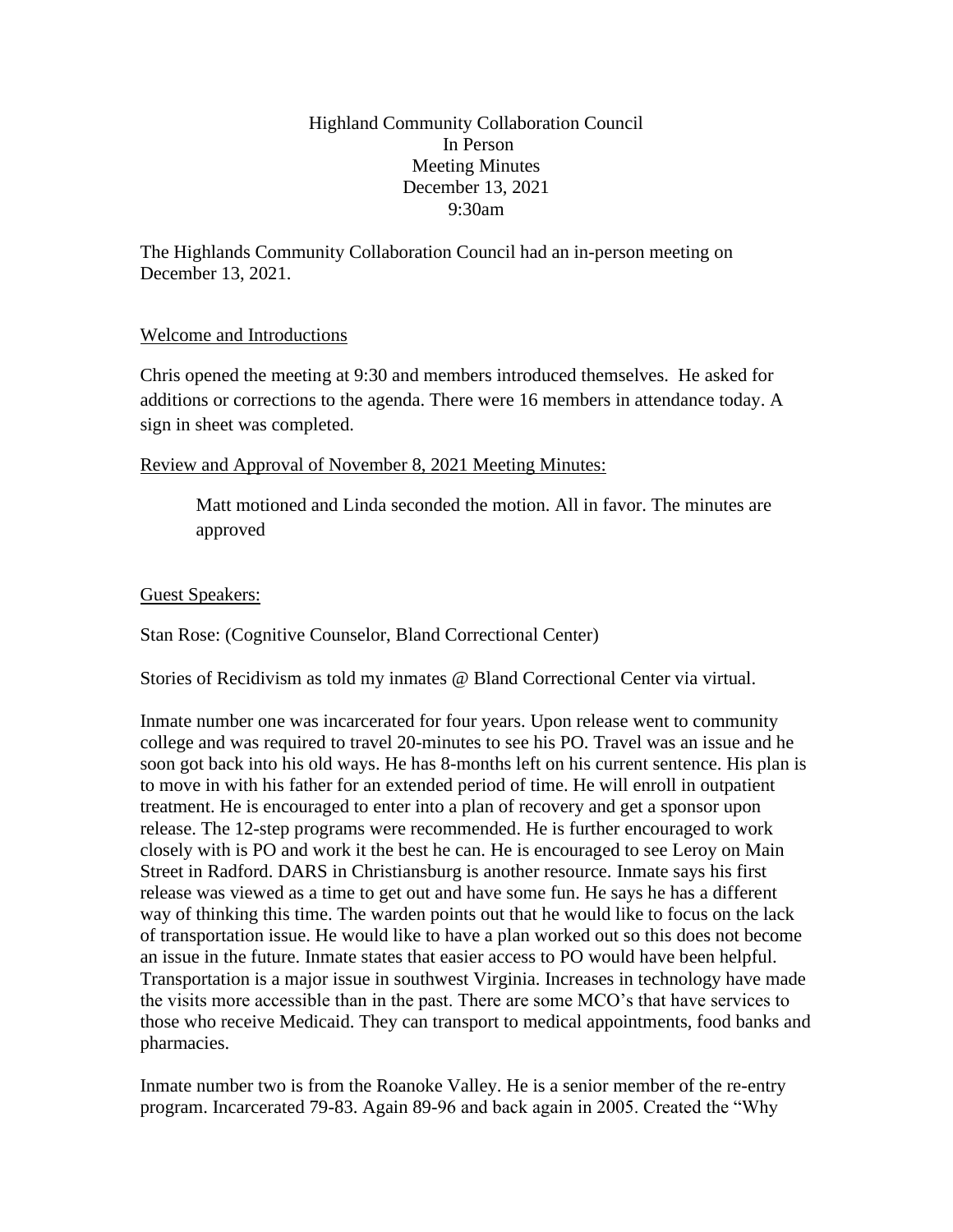Highland Community Collaboration Council
In Person
Meeting Minutes
December 13, 2021
9:30am

The Highlands Community Collaboration Council had an in-person meeting on December 13, 2021.

Welcome and Introductions

Chris opened the meeting at 9:30 and members introduced themselves. He asked for additions or corrections to the agenda. There were 16 members in attendance today. A sign in sheet was completed.

Review and Approval of November 8, 2021 Meeting Minutes:

> Matt motioned and Linda seconded the motion. All in favor. The minutes are approved

Guest Speakers:

Stan Rose: (Cognitive Counselor, Bland Correctional Center)

Stories of Recidivism as told my inmates @ Bland Correctional Center via virtual.

Inmate number one was incarcerated for four years. Upon release went to community college and was required to travel 20-minutes to see his PO. Travel was an issue and he soon got back into his old ways. He has 8-months left on his current sentence. His plan is to move in with his father for an extended period of time. He will enroll in outpatient treatment. He is encouraged to enter into a plan of recovery and get a sponsor upon release. The 12-step programs were recommended. He is further encouraged to work closely with is PO and work it the best he can. He is encouraged to see Leroy on Main Street in Radford. DARS in Christiansburg is another resource. Inmate says his first release was viewed as a time to get out and have some fun. He says he has a different way of thinking this time. The warden points out that he would like to focus on the lack of transportation issue. He would like to have a plan worked out so this does not become an issue in the future. Inmate states that easier access to PO would have been helpful. Transportation is a major issue in southwest Virginia. Increases in technology have made the visits more accessible than in the past. There are some MCO's that have services to those who receive Medicaid. They can transport to medical appointments, food banks and pharmacies.

Inmate number two is from the Roanoke Valley. He is a senior member of the re-entry program. Incarcerated 79-83. Again 89-96 and back again in 2005. Created the "Why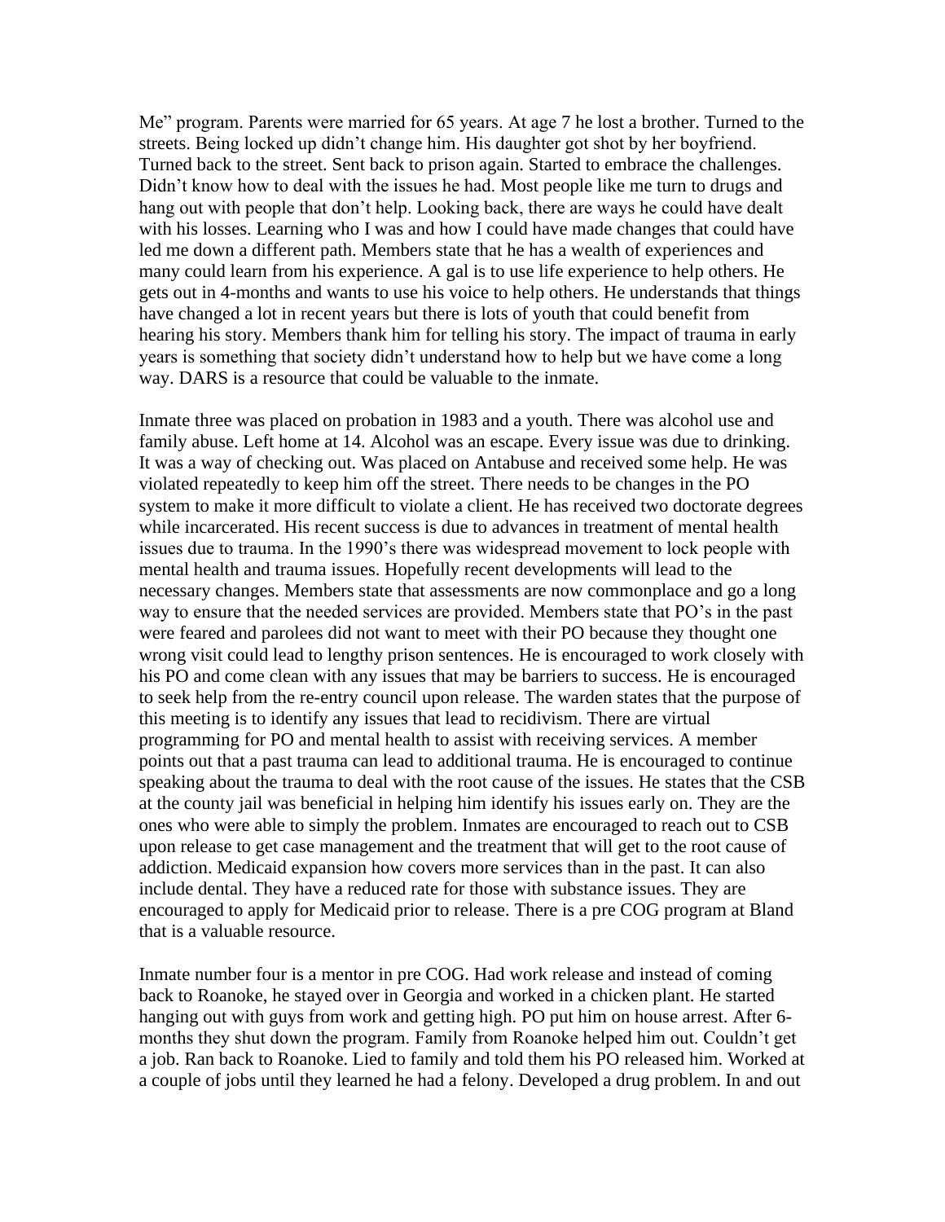Me" program. Parents were married for 65 years. At age 7 he lost a brother. Turned to the streets. Being locked up didn't change him. His daughter got shot by her boyfriend. Turned back to the street. Sent back to prison again. Started to embrace the challenges. Didn't know how to deal with the issues he had. Most people like me turn to drugs and hang out with people that don't help. Looking back, there are ways he could have dealt with his losses. Learning who I was and how I could have made changes that could have led me down a different path. Members state that he has a wealth of experiences and many could learn from his experience. A gal is to use life experience to help others. He gets out in 4-months and wants to use his voice to help others. He understands that things have changed a lot in recent years but there is lots of youth that could benefit from hearing his story. Members thank him for telling his story. The impact of trauma in early years is something that society didn't understand how to help but we have come a long way. DARS is a resource that could be valuable to the inmate.

Inmate three was placed on probation in 1983 and a youth. There was alcohol use and family abuse. Left home at 14. Alcohol was an escape. Every issue was due to drinking. It was a way of checking out. Was placed on Antabuse and received some help. He was violated repeatedly to keep him off the street. There needs to be changes in the PO system to make it more difficult to violate a client. He has received two doctorate degrees while incarcerated. His recent success is due to advances in treatment of mental health issues due to trauma. In the 1990's there was widespread movement to lock people with mental health and trauma issues. Hopefully recent developments will lead to the necessary changes. Members state that assessments are now commonplace and go a long way to ensure that the needed services are provided. Members state that PO's in the past were feared and parolees did not want to meet with their PO because they thought one wrong visit could lead to lengthy prison sentences. He is encouraged to work closely with his PO and come clean with any issues that may be barriers to success. He is encouraged to seek help from the re-entry council upon release. The warden states that the purpose of this meeting is to identify any issues that lead to recidivism. There are virtual programming for PO and mental health to assist with receiving services. A member points out that a past trauma can lead to additional trauma. He is encouraged to continue speaking about the trauma to deal with the root cause of the issues. He states that the CSB at the county jail was beneficial in helping him identify his issues early on. They are the ones who were able to simply the problem. Inmates are encouraged to reach out to CSB upon release to get case management and the treatment that will get to the root cause of addiction. Medicaid expansion how covers more services than in the past. It can also include dental. They have a reduced rate for those with substance issues. They are encouraged to apply for Medicaid prior to release. There is a pre COG program at Bland that is a valuable resource.

Inmate number four is a mentor in pre COG. Had work release and instead of coming back to Roanoke, he stayed over in Georgia and worked in a chicken plant. He started hanging out with guys from work and getting high. PO put him on house arrest. After 6-months they shut down the program. Family from Roanoke helped him out. Couldn't get a job. Ran back to Roanoke. Lied to family and told them his PO released him. Worked at a couple of jobs until they learned he had a felony. Developed a drug problem. In and out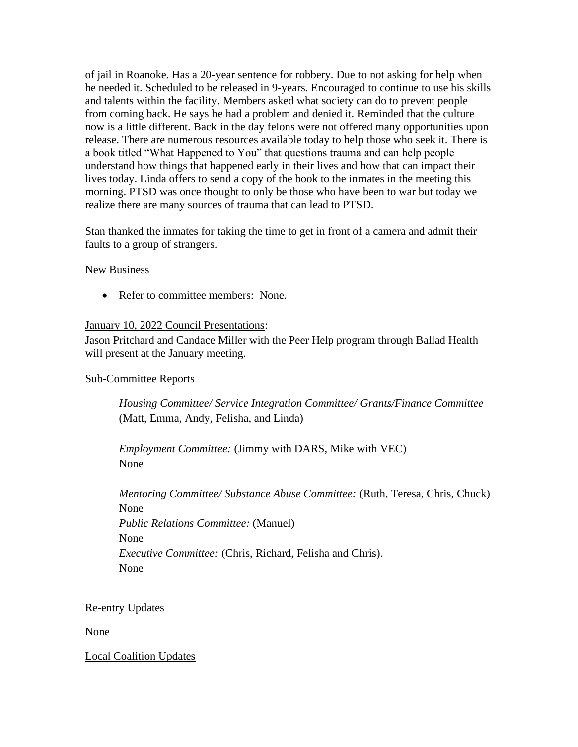of jail in Roanoke. Has a 20-year sentence for robbery. Due to not asking for help when he needed it. Scheduled to be released in 9-years. Encouraged to continue to use his skills and talents within the facility. Members asked what society can do to prevent people from coming back. He says he had a problem and denied it. Reminded that the culture now is a little different. Back in the day felons were not offered many opportunities upon release. There are numerous resources available today to help those who seek it. There is a book titled "What Happened to You" that questions trauma and can help people understand how things that happened early in their lives and how that can impact their lives today. Linda offers to send a copy of the book to the inmates in the meeting this morning. PTSD was once thought to only be those who have been to war but today we realize there are many sources of trauma that can lead to PTSD.

Stan thanked the inmates for taking the time to get in front of a camera and admit their faults to a group of strangers.

<u>New Business</u>

- Refer to committee members: None.

<u>January 10, 2022 Council Presentations</u>:
Jason Pritchard and Candace Miller with the Peer Help program through Ballad Health will present at the January meeting.

<u>Sub-Committee Reports</u>

*Housing Committee/ Service Integration Committee/ Grants/Finance Committee* (Matt, Emma, Andy, Felisha, and Linda)

*Employment Committee:* (Jimmy with DARS, Mike with VEC)
None

*Mentoring Committee/ Substance Abuse Committee:* (Ruth, Teresa, Chris, Chuck)
None
*Public Relations Committee:* (Manuel)
None
*Executive Committee:* (Chris, Richard, Felisha and Chris).
None

<u>Re-entry Updates</u>

None

<u>Local Coalition Updates</u>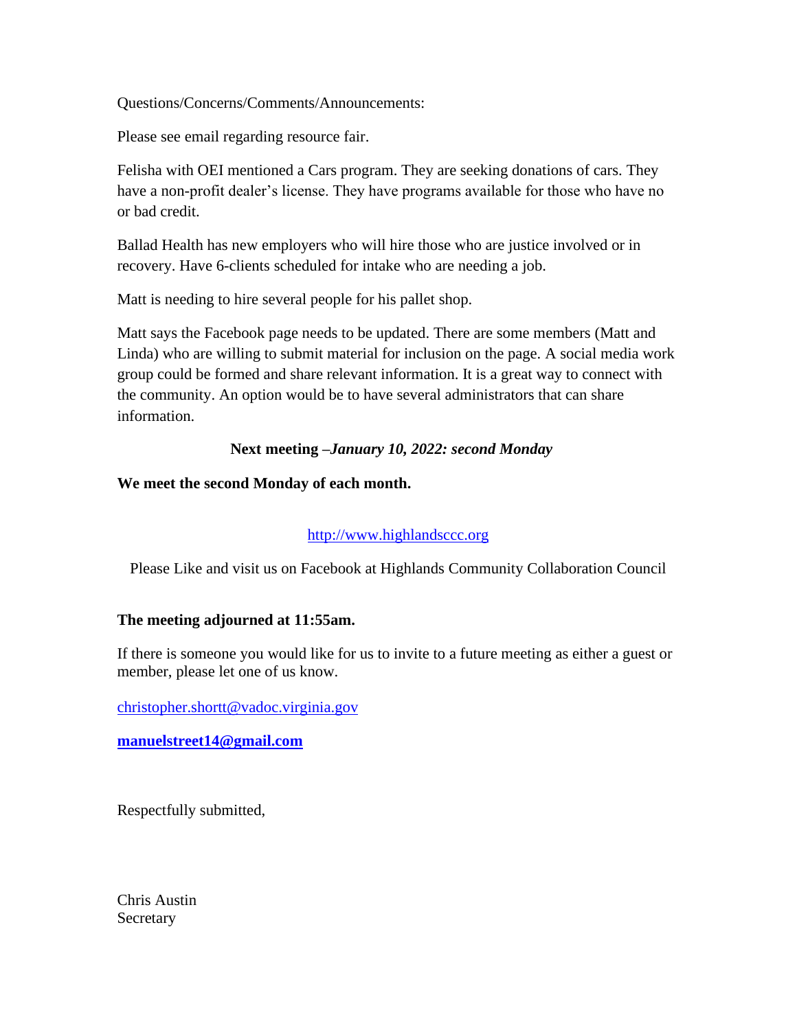Questions/Concerns/Comments/Announcements:

Please see email regarding resource fair.

Felisha with OEI mentioned a Cars program. They are seeking donations of cars. They have a non-profit dealer's license. They have programs available for those who have no or bad credit.

Ballad Health has new employers who will hire those who are justice involved or in recovery. Have 6-clients scheduled for intake who are needing a job.

Matt is needing to hire several people for his pallet shop.

Matt says the Facebook page needs to be updated. There are some members (Matt and Linda) who are willing to submit material for inclusion on the page. A social media work group could be formed and share relevant information. It is a great way to connect with the community. An option would be to have several administrators that can share information.

**Next meeting –*January 10, 2022: second Monday***

**We meet the second Monday of each month.**

[http://www.highlandsccc.org](http://www.highlandsccc.org)

Please Like and visit us on Facebook at Highlands Community Collaboration Council

**The meeting adjourned at 11:55am.**

If there is someone you would like for us to invite to a future meeting as either a guest or member, please let one of us know.

[christopher.shortt@vadoc.virginia.gov](mailto:christopher.shortt@vadoc.virginia.gov)

**[manuelstreet14@gmail.com](mailto:manuelstreet14@gmail.com)**

Respectfully submitted,

Chris Austin
Secretary